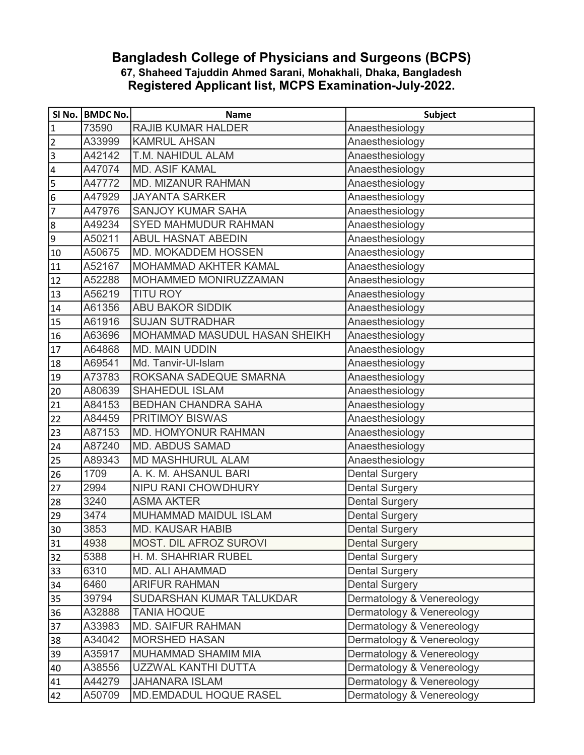# Bangladesh College of Physicians and Surgeons (BCPS)

### 67, Shaheed Tajuddin Ahmed Sarani, Mohakhali, Dhaka, Bangladesh

## Registered Applicant list, MCPS Examination-July-2022.

| Sl No. | BMDC No. | Name | Subject |
|---|---|---|---|
| 1 | 73590 | RAJIB KUMAR HALDER | Anaesthesiology |
| 2 | A33999 | KAMRUL AHSAN | Anaesthesiology |
| 3 | A42142 | T.M. NAHIDUL ALAM | Anaesthesiology |
| 4 | A47074 | MD. ASIF KAMAL | Anaesthesiology |
| 5 | A47772 | MD. MIZANUR RAHMAN | Anaesthesiology |
| 6 | A47929 | JAYANTA SARKER | Anaesthesiology |
| 7 | A47976 | SANJOY KUMAR SAHA | Anaesthesiology |
| 8 | A49234 | SYED MAHMUDUR RAHMAN | Anaesthesiology |
| 9 | A50211 | ABUL HASNAT ABEDIN | Anaesthesiology |
| 10 | A50675 | MD. MOKADDEM HOSSEN | Anaesthesiology |
| 11 | A52167 | MOHAMMAD AKHTER KAMAL | Anaesthesiology |
| 12 | A52288 | MOHAMMED MONIRUZZAMAN | Anaesthesiology |
| 13 | A56219 | TITU ROY | Anaesthesiology |
| 14 | A61356 | ABU BAKOR SIDDIK | Anaesthesiology |
| 15 | A61916 | SUJAN SUTRADHAR | Anaesthesiology |
| 16 | A63696 | MOHAMMAD MASUDUL HASAN SHEIKH | Anaesthesiology |
| 17 | A64868 | MD. MAIN UDDIN | Anaesthesiology |
| 18 | A69541 | Md. Tanvir-Ul-Islam | Anaesthesiology |
| 19 | A73783 | ROKSANA SADEQUE SMARNA | Anaesthesiology |
| 20 | A80639 | SHAHEDUL ISLAM | Anaesthesiology |
| 21 | A84153 | BEDHAN CHANDRA SAHA | Anaesthesiology |
| 22 | A84459 | PRITIMOY BISWAS | Anaesthesiology |
| 23 | A87153 | MD. HOMYONUR RAHMAN | Anaesthesiology |
| 24 | A87240 | MD. ABDUS SAMAD | Anaesthesiology |
| 25 | A89343 | MD MASHHURUL ALAM | Anaesthesiology |
| 26 | 1709 | A. K. M. AHSANUL BARI | Dental Surgery |
| 27 | 2994 | NIPU RANI CHOWDHURY | Dental Surgery |
| 28 | 3240 | ASMA AKTER | Dental Surgery |
| 29 | 3474 | MUHAMMAD MAIDUL ISLAM | Dental Surgery |
| 30 | 3853 | MD. KAUSAR HABIB | Dental Surgery |
| 31 | 4938 | MOST. DIL AFROZ SUROVI | Dental Surgery |
| 32 | 5388 | H. M. SHAHRIAR RUBEL | Dental Surgery |
| 33 | 6310 | MD. ALI AHAMMAD | Dental Surgery |
| 34 | 6460 | ARIFUR RAHMAN | Dental Surgery |
| 35 | 39794 | SUDARSHAN KUMAR TALUKDAR | Dermatology & Venereology |
| 36 | A32888 | TANIA HOQUE | Dermatology & Venereology |
| 37 | A33983 | MD. SAIFUR RAHMAN | Dermatology & Venereology |
| 38 | A34042 | MORSHED HASAN | Dermatology & Venereology |
| 39 | A35917 | MUHAMMAD SHAMIM MIA | Dermatology & Venereology |
| 40 | A38556 | UZZWAL KANTHI DUTTA | Dermatology & Venereology |
| 41 | A44279 | JAHANARA ISLAM | Dermatology & Venereology |
| 42 | A50709 | MD.EMDADUL HOQUE RASEL | Dermatology & Venereology |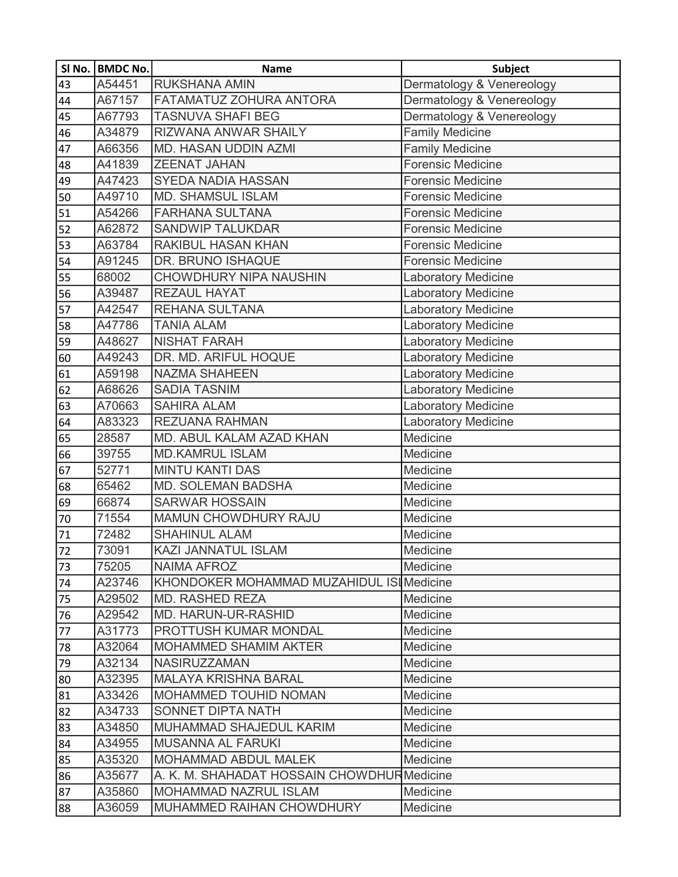| Sl No. | BMDC No. | Name | Subject |
| --- | --- | --- | --- |
| 43 | A54451 | RUKSHANA AMIN | Dermatology & Venereology |
| 44 | A67157 | FATAMATUZ ZOHURA ANTORA | Dermatology & Venereology |
| 45 | A67793 | TASNUVA SHAFI BEG | Dermatology & Venereology |
| 46 | A34879 | RIZWANA ANWAR SHAILY | Family Medicine |
| 47 | A66356 | MD. HASAN UDDIN AZMI | Family Medicine |
| 48 | A41839 | ZEENAT JAHAN | Forensic Medicine |
| 49 | A47423 | SYEDA NADIA HASSAN | Forensic Medicine |
| 50 | A49710 | MD. SHAMSUL ISLAM | Forensic Medicine |
| 51 | A54266 | FARHANA SULTANA | Forensic Medicine |
| 52 | A62872 | SANDWIP TALUKDAR | Forensic Medicine |
| 53 | A63784 | RAKIBUL HASAN KHAN | Forensic Medicine |
| 54 | A91245 | DR. BRUNO ISHAQUE | Forensic Medicine |
| 55 | 68002 | CHOWDHURY NIPA NAUSHIN | Laboratory Medicine |
| 56 | A39487 | REZAUL HAYAT | Laboratory Medicine |
| 57 | A42547 | REHANA SULTANA | Laboratory Medicine |
| 58 | A47786 | TANIA ALAM | Laboratory Medicine |
| 59 | A48627 | NISHAT FARAH | Laboratory Medicine |
| 60 | A49243 | DR. MD. ARIFUL HOQUE | Laboratory Medicine |
| 61 | A59198 | NAZMA SHAHEEN | Laboratory Medicine |
| 62 | A68626 | SADIA TASNIM | Laboratory Medicine |
| 63 | A70663 | SAHIRA ALAM | Laboratory Medicine |
| 64 | A83323 | REZUANA RAHMAN | Laboratory Medicine |
| 65 | 28587 | MD. ABUL KALAM AZAD KHAN | Medicine |
| 66 | 39755 | MD.KAMRUL ISLAM | Medicine |
| 67 | 52771 | MINTU KANTI DAS | Medicine |
| 68 | 65462 | MD. SOLEMAN BADSHA | Medicine |
| 69 | 66874 | SARWAR HOSSAIN | Medicine |
| 70 | 71554 | MAMUN CHOWDHURY RAJU | Medicine |
| 71 | 72482 | SHAHINUL ALAM | Medicine |
| 72 | 73091 | KAZI JANNATUL ISLAM | Medicine |
| 73 | 75205 | NAIMA AFROZ | Medicine |
| 74 | A23746 | KHONDOKER MOHAMMAD MUZAHIDUL ISL | Medicine |
| 75 | A29502 | MD. RASHED REZA | Medicine |
| 76 | A29542 | MD. HARUN-UR-RASHID | Medicine |
| 77 | A31773 | PROTTUSH KUMAR MONDAL | Medicine |
| 78 | A32064 | MOHAMMED SHAMIM AKTER | Medicine |
| 79 | A32134 | NASIRUZZAMAN | Medicine |
| 80 | A32395 | MALAYA KRISHNA BARAL | Medicine |
| 81 | A33426 | MOHAMMED TOUHID NOMAN | Medicine |
| 82 | A34733 | SONNET DIPTA NATH | Medicine |
| 83 | A34850 | MUHAMMAD SHAJEDUL KARIM | Medicine |
| 84 | A34955 | MUSANNA AL FARUKI | Medicine |
| 85 | A35320 | MOHAMMAD ABDUL MALEK | Medicine |
| 86 | A35677 | A. K. M. SHAHADAT HOSSAIN CHOWDHUR | Medicine |
| 87 | A35860 | MOHAMMAD NAZRUL ISLAM | Medicine |
| 88 | A36059 | MUHAMMED RAIHAN CHOWDHURY | Medicine |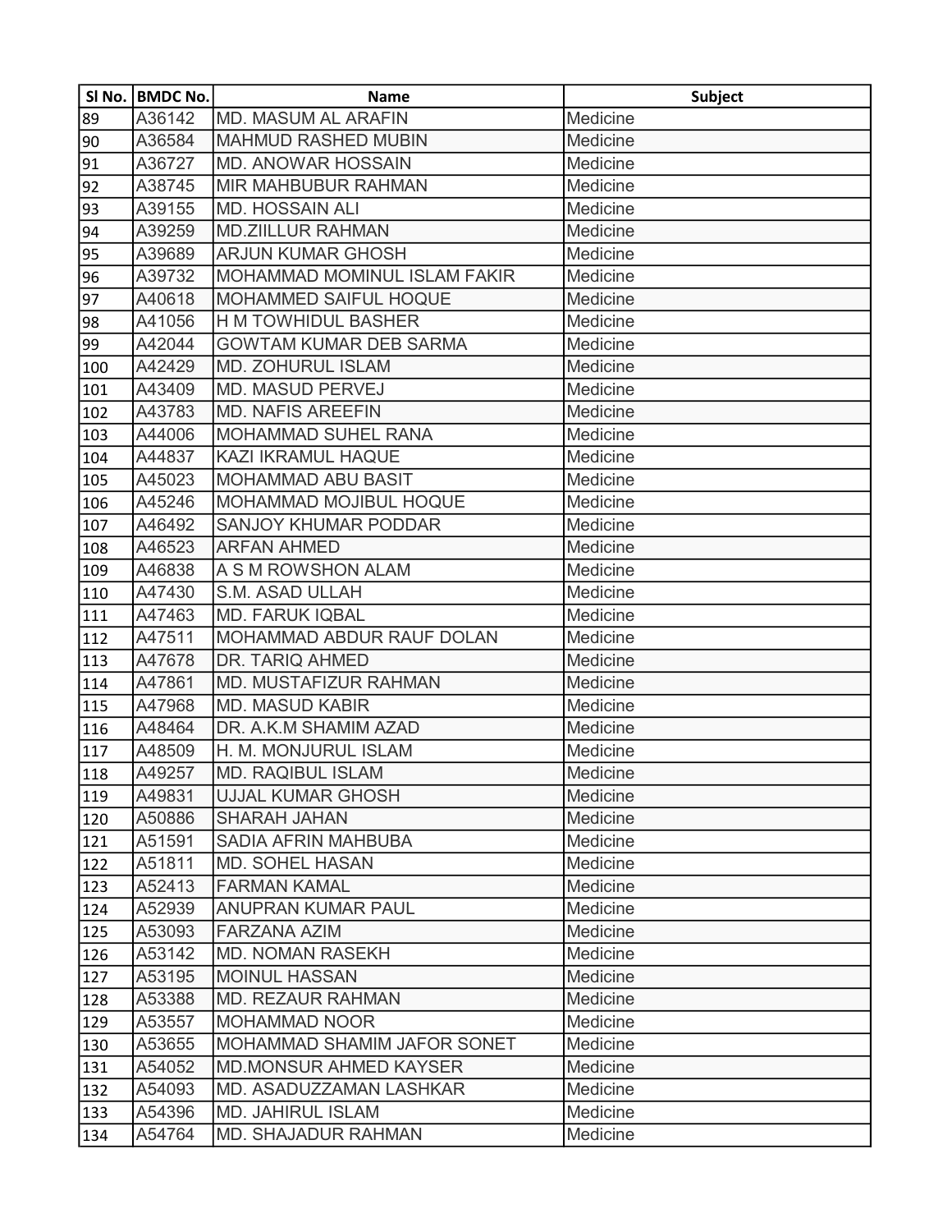| Sl No. | BMDC No. | Name | Subject |
|---|---|---|---|
| 89 | A36142 | MD. MASUM AL ARAFIN | Medicine |
| 90 | A36584 | MAHMUD RASHED MUBIN | Medicine |
| 91 | A36727 | MD. ANOWAR HOSSAIN | Medicine |
| 92 | A38745 | MIR MAHBUBUR RAHMAN | Medicine |
| 93 | A39155 | MD. HOSSAIN ALI | Medicine |
| 94 | A39259 | MD.ZIILLUR RAHMAN | Medicine |
| 95 | A39689 | ARJUN KUMAR GHOSH | Medicine |
| 96 | A39732 | MOHAMMAD MOMINUL ISLAM FAKIR | Medicine |
| 97 | A40618 | MOHAMMED SAIFUL HOQUE | Medicine |
| 98 | A41056 | H M TOWHIDUL BASHER | Medicine |
| 99 | A42044 | GOWTAM KUMAR DEB SARMA | Medicine |
| 100 | A42429 | MD. ZOHURUL ISLAM | Medicine |
| 101 | A43409 | MD. MASUD PERVEJ | Medicine |
| 102 | A43783 | MD. NAFIS AREEFIN | Medicine |
| 103 | A44006 | MOHAMMAD SUHEL RANA | Medicine |
| 104 | A44837 | KAZI IKRAMUL HAQUE | Medicine |
| 105 | A45023 | MOHAMMAD ABU BASIT | Medicine |
| 106 | A45246 | MOHAMMAD MOJIBUL HOQUE | Medicine |
| 107 | A46492 | SANJOY KHUMAR PODDAR | Medicine |
| 108 | A46523 | ARFAN AHMED | Medicine |
| 109 | A46838 | A S M ROWSHON ALAM | Medicine |
| 110 | A47430 | S.M. ASAD ULLAH | Medicine |
| 111 | A47463 | MD. FARUK IQBAL | Medicine |
| 112 | A47511 | MOHAMMAD ABDUR RAUF DOLAN | Medicine |
| 113 | A47678 | DR. TARIQ AHMED | Medicine |
| 114 | A47861 | MD. MUSTAFIZUR RAHMAN | Medicine |
| 115 | A47968 | MD. MASUD KABIR | Medicine |
| 116 | A48464 | DR. A.K.M SHAMIM AZAD | Medicine |
| 117 | A48509 | H. M. MONJURUL ISLAM | Medicine |
| 118 | A49257 | MD. RAQIBUL ISLAM | Medicine |
| 119 | A49831 | UJJAL KUMAR GHOSH | Medicine |
| 120 | A50886 | SHARAH JAHAN | Medicine |
| 121 | A51591 | SADIA AFRIN MAHBUBA | Medicine |
| 122 | A51811 | MD. SOHEL HASAN | Medicine |
| 123 | A52413 | FARMAN KAMAL | Medicine |
| 124 | A52939 | ANUPRAN KUMAR PAUL | Medicine |
| 125 | A53093 | FARZANA AZIM | Medicine |
| 126 | A53142 | MD. NOMAN RASEKH | Medicine |
| 127 | A53195 | MOINUL HASSAN | Medicine |
| 128 | A53388 | MD. REZAUR RAHMAN | Medicine |
| 129 | A53557 | MOHAMMAD NOOR | Medicine |
| 130 | A53655 | MOHAMMAD SHAMIM JAFOR SONET | Medicine |
| 131 | A54052 | MD.MONSUR AHMED KAYSER | Medicine |
| 132 | A54093 | MD. ASADUZZAMAN LASHKAR | Medicine |
| 133 | A54396 | MD. JAHIRUL ISLAM | Medicine |
| 134 | A54764 | MD. SHAJADUR RAHMAN | Medicine |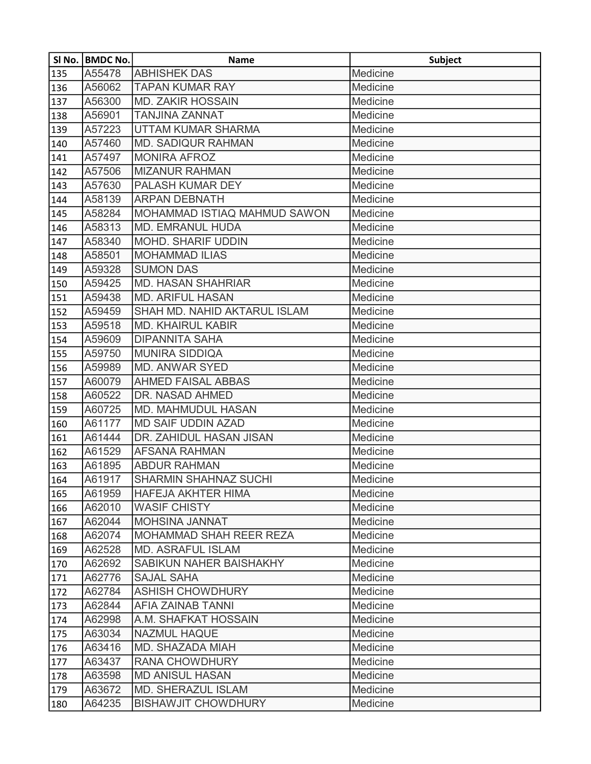| Sl No. | BMDC No. | Name | Subject |
|---|---|---|---|
| 135 | A55478 | ABHISHEK DAS | Medicine |
| 136 | A56062 | TAPAN KUMAR RAY | Medicine |
| 137 | A56300 | MD. ZAKIR HOSSAIN | Medicine |
| 138 | A56901 | TANJINA ZANNAT | Medicine |
| 139 | A57223 | UTTAM KUMAR SHARMA | Medicine |
| 140 | A57460 | MD. SADIQUR RAHMAN | Medicine |
| 141 | A57497 | MONIRA AFROZ | Medicine |
| 142 | A57506 | MIZANUR RAHMAN | Medicine |
| 143 | A57630 | PALASH KUMAR DEY | Medicine |
| 144 | A58139 | ARPAN DEBNATH | Medicine |
| 145 | A58284 | MOHAMMAD ISTIAQ MAHMUD SAWON | Medicine |
| 146 | A58313 | MD. EMRANUL HUDA | Medicine |
| 147 | A58340 | MOHD. SHARIF UDDIN | Medicine |
| 148 | A58501 | MOHAMMAD ILIAS | Medicine |
| 149 | A59328 | SUMON DAS | Medicine |
| 150 | A59425 | MD. HASAN SHAHRIAR | Medicine |
| 151 | A59438 | MD. ARIFUL HASAN | Medicine |
| 152 | A59459 | SHAH MD. NAHID AKTARUL ISLAM | Medicine |
| 153 | A59518 | MD. KHAIRUL KABIR | Medicine |
| 154 | A59609 | DIPANNITA SAHA | Medicine |
| 155 | A59750 | MUNIRA SIDDIQA | Medicine |
| 156 | A59989 | MD. ANWAR SYED | Medicine |
| 157 | A60079 | AHMED FAISAL ABBAS | Medicine |
| 158 | A60522 | DR. NASAD AHMED | Medicine |
| 159 | A60725 | MD. MAHMUDUL HASAN | Medicine |
| 160 | A61177 | MD SAIF UDDIN AZAD | Medicine |
| 161 | A61444 | DR. ZAHIDUL HASAN JISAN | Medicine |
| 162 | A61529 | AFSANA RAHMAN | Medicine |
| 163 | A61895 | ABDUR RAHMAN | Medicine |
| 164 | A61917 | SHARMIN SHAHNAZ SUCHI | Medicine |
| 165 | A61959 | HAFEJA AKHTER HIMA | Medicine |
| 166 | A62010 | WASIF CHISTY | Medicine |
| 167 | A62044 | MOHSINA JANNAT | Medicine |
| 168 | A62074 | MOHAMMAD SHAH REER REZA | Medicine |
| 169 | A62528 | MD. ASRAFUL ISLAM | Medicine |
| 170 | A62692 | SABIKUN NAHER BAISHAKHY | Medicine |
| 171 | A62776 | SAJAL SAHA | Medicine |
| 172 | A62784 | ASHISH CHOWDHURY | Medicine |
| 173 | A62844 | AFIA ZAINAB TANNI | Medicine |
| 174 | A62998 | A.M. SHAFKAT HOSSAIN | Medicine |
| 175 | A63034 | NAZMUL HAQUE | Medicine |
| 176 | A63416 | MD. SHAZADA MIAH | Medicine |
| 177 | A63437 | RANA CHOWDHURY | Medicine |
| 178 | A63598 | MD ANISUL HASAN | Medicine |
| 179 | A63672 | MD. SHERAZUL ISLAM | Medicine |
| 180 | A64235 | BISHAWJIT CHOWDHURY | Medicine |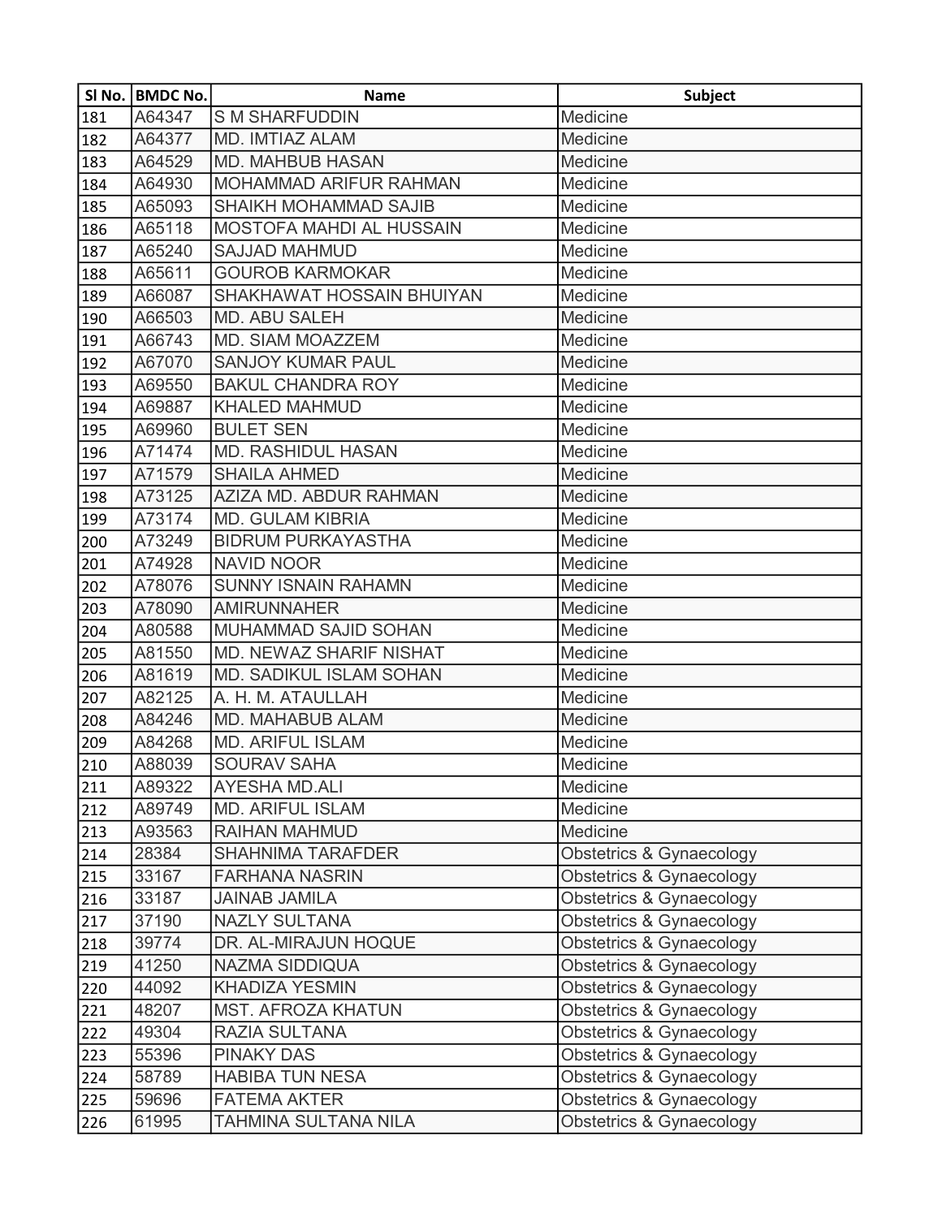| Sl No. | BMDC No. | Name | Subject |
|---|---|---|---|
| 181 | A64347 | S M SHARFUDDIN | Medicine |
| 182 | A64377 | MD. IMTIAZ ALAM | Medicine |
| 183 | A64529 | MD. MAHBUB HASAN | Medicine |
| 184 | A64930 | MOHAMMAD ARIFUR RAHMAN | Medicine |
| 185 | A65093 | SHAIKH MOHAMMAD SAJIB | Medicine |
| 186 | A65118 | MOSTOFA MAHDI AL HUSSAIN | Medicine |
| 187 | A65240 | SAJJAD MAHMUD | Medicine |
| 188 | A65611 | GOUROB KARMOKAR | Medicine |
| 189 | A66087 | SHAKHAWAT HOSSAIN BHUIYAN | Medicine |
| 190 | A66503 | MD. ABU SALEH | Medicine |
| 191 | A66743 | MD. SIAM MOAZZEM | Medicine |
| 192 | A67070 | SANJOY KUMAR PAUL | Medicine |
| 193 | A69550 | BAKUL CHANDRA ROY | Medicine |
| 194 | A69887 | KHALED MAHMUD | Medicine |
| 195 | A69960 | BULET SEN | Medicine |
| 196 | A71474 | MD. RASHIDUL HASAN | Medicine |
| 197 | A71579 | SHAILA AHMED | Medicine |
| 198 | A73125 | AZIZA MD. ABDUR RAHMAN | Medicine |
| 199 | A73174 | MD. GULAM KIBRIA | Medicine |
| 200 | A73249 | BIDRUM PURKAYASTHA | Medicine |
| 201 | A74928 | NAVID NOOR | Medicine |
| 202 | A78076 | SUNNY ISNAIN RAHAMN | Medicine |
| 203 | A78090 | AMIRUNNAHER | Medicine |
| 204 | A80588 | MUHAMMAD SAJID SOHAN | Medicine |
| 205 | A81550 | MD. NEWAZ SHARIF NISHAT | Medicine |
| 206 | A81619 | MD. SADIKUL ISLAM SOHAN | Medicine |
| 207 | A82125 | A. H. M. ATAULLAH | Medicine |
| 208 | A84246 | MD. MAHABUB ALAM | Medicine |
| 209 | A84268 | MD. ARIFUL ISLAM | Medicine |
| 210 | A88039 | SOURAV SAHA | Medicine |
| 211 | A89322 | AYESHA MD.ALI | Medicine |
| 212 | A89749 | MD. ARIFUL ISLAM | Medicine |
| 213 | A93563 | RAIHAN MAHMUD | Medicine |
| 214 | 28384 | SHAHNIMA TARAFDER | Obstetrics & Gynaecology |
| 215 | 33167 | FARHANA NASRIN | Obstetrics & Gynaecology |
| 216 | 33187 | JAINAB JAMILA | Obstetrics & Gynaecology |
| 217 | 37190 | NAZLY SULTANA | Obstetrics & Gynaecology |
| 218 | 39774 | DR. AL-MIRAJUN HOQUE | Obstetrics & Gynaecology |
| 219 | 41250 | NAZMA SIDDIQUA | Obstetrics & Gynaecology |
| 220 | 44092 | KHADIZA YESMIN | Obstetrics & Gynaecology |
| 221 | 48207 | MST. AFROZA KHATUN | Obstetrics & Gynaecology |
| 222 | 49304 | RAZIA SULTANA | Obstetrics & Gynaecology |
| 223 | 55396 | PINAKY DAS | Obstetrics & Gynaecology |
| 224 | 58789 | HABIBA TUN NESA | Obstetrics & Gynaecology |
| 225 | 59696 | FATEMA AKTER | Obstetrics & Gynaecology |
| 226 | 61995 | TAHMINA SULTANA NILA | Obstetrics & Gynaecology |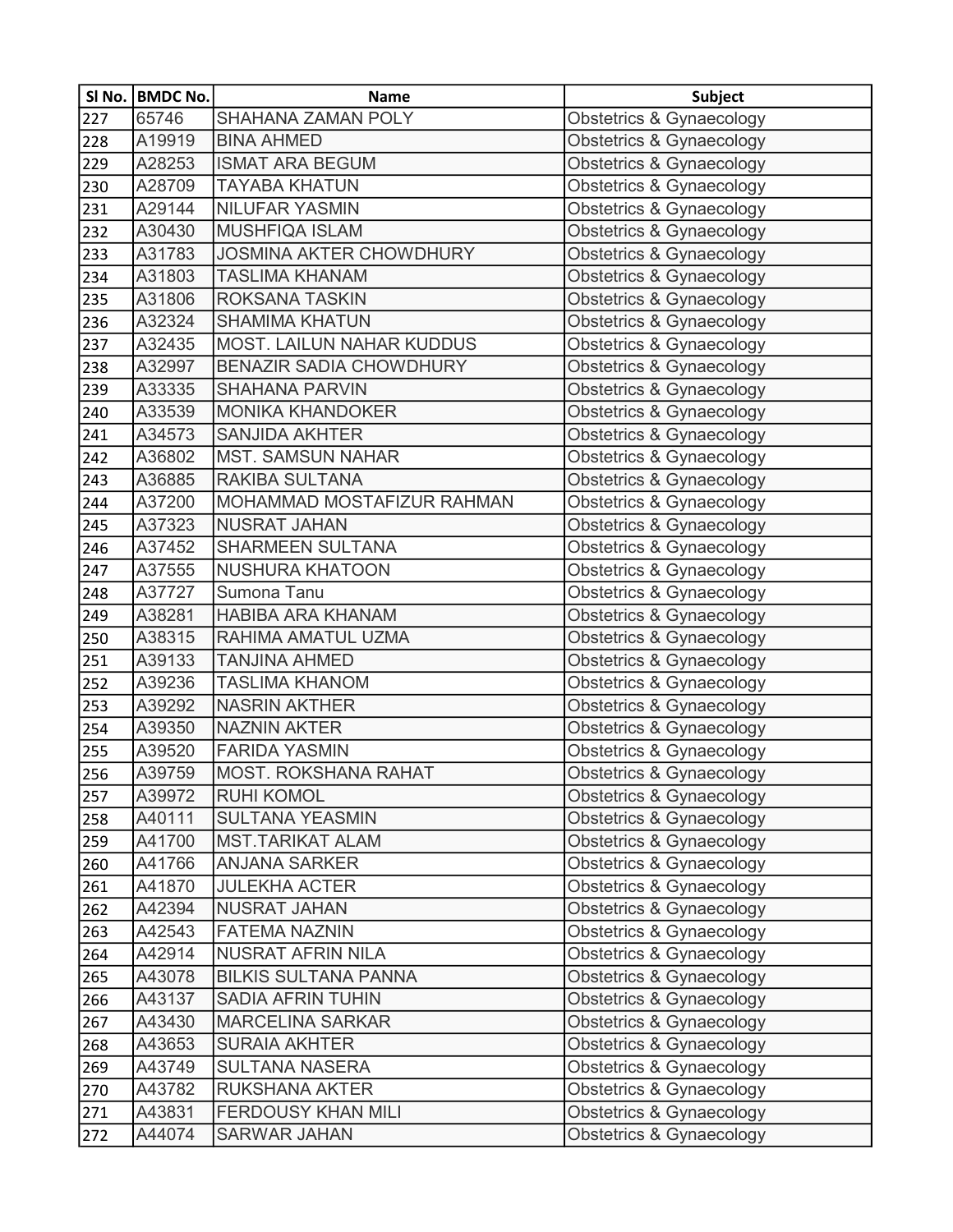| Sl No. | BMDC No. | Name | Subject |
|---|---|---|---|
| 227 | 65746 | SHAHANA ZAMAN POLY | Obstetrics & Gynaecology |
| 228 | A19919 | BINA AHMED | Obstetrics & Gynaecology |
| 229 | A28253 | ISMAT ARA BEGUM | Obstetrics & Gynaecology |
| 230 | A28709 | TAYABA KHATUN | Obstetrics & Gynaecology |
| 231 | A29144 | NILUFAR YASMIN | Obstetrics & Gynaecology |
| 232 | A30430 | MUSHFIQA ISLAM | Obstetrics & Gynaecology |
| 233 | A31783 | JOSMINA AKTER CHOWDHURY | Obstetrics & Gynaecology |
| 234 | A31803 | TASLIMA KHANAM | Obstetrics & Gynaecology |
| 235 | A31806 | ROKSANA TASKIN | Obstetrics & Gynaecology |
| 236 | A32324 | SHAMIMA KHATUN | Obstetrics & Gynaecology |
| 237 | A32435 | MOST. LAILUN NAHAR KUDDUS | Obstetrics & Gynaecology |
| 238 | A32997 | BENAZIR SADIA CHOWDHURY | Obstetrics & Gynaecology |
| 239 | A33335 | SHAHANA PARVIN | Obstetrics & Gynaecology |
| 240 | A33539 | MONIKA KHANDOKER | Obstetrics & Gynaecology |
| 241 | A34573 | SANJIDA AKHTER | Obstetrics & Gynaecology |
| 242 | A36802 | MST. SAMSUN NAHAR | Obstetrics & Gynaecology |
| 243 | A36885 | RAKIBA SULTANA | Obstetrics & Gynaecology |
| 244 | A37200 | MOHAMMAD MOSTAFIZUR RAHMAN | Obstetrics & Gynaecology |
| 245 | A37323 | NUSRAT JAHAN | Obstetrics & Gynaecology |
| 246 | A37452 | SHARMEEN SULTANA | Obstetrics & Gynaecology |
| 247 | A37555 | NUSHURA KHATOON | Obstetrics & Gynaecology |
| 248 | A37727 | Sumona Tanu | Obstetrics & Gynaecology |
| 249 | A38281 | HABIBA ARA KHANAM | Obstetrics & Gynaecology |
| 250 | A38315 | RAHIMA AMATUL UZMA | Obstetrics & Gynaecology |
| 251 | A39133 | TANJINA AHMED | Obstetrics & Gynaecology |
| 252 | A39236 | TASLIMA KHANOM | Obstetrics & Gynaecology |
| 253 | A39292 | NASRIN AKTHER | Obstetrics & Gynaecology |
| 254 | A39350 | NAZNIN AKTER | Obstetrics & Gynaecology |
| 255 | A39520 | FARIDA YASMIN | Obstetrics & Gynaecology |
| 256 | A39759 | MOST. ROKSHANA RAHAT | Obstetrics & Gynaecology |
| 257 | A39972 | RUHI KOMOL | Obstetrics & Gynaecology |
| 258 | A40111 | SULTANA YEASMIN | Obstetrics & Gynaecology |
| 259 | A41700 | MST.TARIKAT ALAM | Obstetrics & Gynaecology |
| 260 | A41766 | ANJANA SARKER | Obstetrics & Gynaecology |
| 261 | A41870 | JULEKHA ACTER | Obstetrics & Gynaecology |
| 262 | A42394 | NUSRAT JAHAN | Obstetrics & Gynaecology |
| 263 | A42543 | FATEMA NAZNIN | Obstetrics & Gynaecology |
| 264 | A42914 | NUSRAT AFRIN NILA | Obstetrics & Gynaecology |
| 265 | A43078 | BILKIS SULTANA PANNA | Obstetrics & Gynaecology |
| 266 | A43137 | SADIA AFRIN TUHIN | Obstetrics & Gynaecology |
| 267 | A43430 | MARCELINA SARKAR | Obstetrics & Gynaecology |
| 268 | A43653 | SURAIA AKHTER | Obstetrics & Gynaecology |
| 269 | A43749 | SULTANA NASERA | Obstetrics & Gynaecology |
| 270 | A43782 | RUKSHANA AKTER | Obstetrics & Gynaecology |
| 271 | A43831 | FERDOUSY KHAN MILI | Obstetrics & Gynaecology |
| 272 | A44074 | SARWAR JAHAN | Obstetrics & Gynaecology |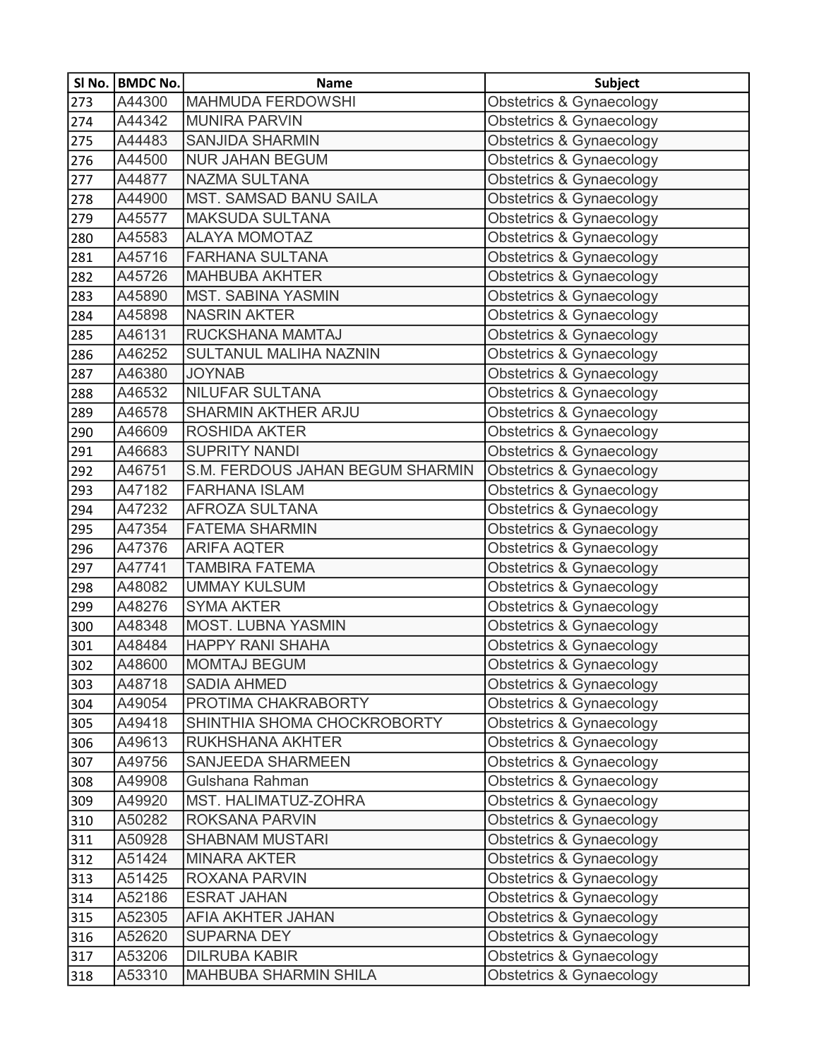| Sl No. | BMDC No. | Name | Subject |
|---|---|---|---|
| 273 | A44300 | MAHMUDA FERDOWSHI | Obstetrics & Gynaecology |
| 274 | A44342 | MUNIRA PARVIN | Obstetrics & Gynaecology |
| 275 | A44483 | SANJIDA SHARMIN | Obstetrics & Gynaecology |
| 276 | A44500 | NUR JAHAN BEGUM | Obstetrics & Gynaecology |
| 277 | A44877 | NAZMA SULTANA | Obstetrics & Gynaecology |
| 278 | A44900 | MST. SAMSAD BANU SAILA | Obstetrics & Gynaecology |
| 279 | A45577 | MAKSUDA SULTANA | Obstetrics & Gynaecology |
| 280 | A45583 | ALAYA MOMOTAZ | Obstetrics & Gynaecology |
| 281 | A45716 | FARHANA SULTANA | Obstetrics & Gynaecology |
| 282 | A45726 | MAHBUBA AKHTER | Obstetrics & Gynaecology |
| 283 | A45890 | MST. SABINA YASMIN | Obstetrics & Gynaecology |
| 284 | A45898 | NASRIN AKTER | Obstetrics & Gynaecology |
| 285 | A46131 | RUCKSHANA MAMTAJ | Obstetrics & Gynaecology |
| 286 | A46252 | SULTANUL MALIHA NAZNIN | Obstetrics & Gynaecology |
| 287 | A46380 | JOYNAB | Obstetrics & Gynaecology |
| 288 | A46532 | NILUFAR SULTANA | Obstetrics & Gynaecology |
| 289 | A46578 | SHARMIN AKTHER ARJU | Obstetrics & Gynaecology |
| 290 | A46609 | ROSHIDA AKTER | Obstetrics & Gynaecology |
| 291 | A46683 | SUPRITY NANDI | Obstetrics & Gynaecology |
| 292 | A46751 | S.M. FERDOUS JAHAN BEGUM SHARMIN | Obstetrics & Gynaecology |
| 293 | A47182 | FARHANA ISLAM | Obstetrics & Gynaecology |
| 294 | A47232 | AFROZA SULTANA | Obstetrics & Gynaecology |
| 295 | A47354 | FATEMA SHARMIN | Obstetrics & Gynaecology |
| 296 | A47376 | ARIFA AQTER | Obstetrics & Gynaecology |
| 297 | A47741 | TAMBIRA FATEMA | Obstetrics & Gynaecology |
| 298 | A48082 | UMMAY KULSUM | Obstetrics & Gynaecology |
| 299 | A48276 | SYMA AKTER | Obstetrics & Gynaecology |
| 300 | A48348 | MOST. LUBNA YASMIN | Obstetrics & Gynaecology |
| 301 | A48484 | HAPPY RANI SHAHA | Obstetrics & Gynaecology |
| 302 | A48600 | MOMTAJ BEGUM | Obstetrics & Gynaecology |
| 303 | A48718 | SADIA AHMED | Obstetrics & Gynaecology |
| 304 | A49054 | PROTIMA CHAKRABORTY | Obstetrics & Gynaecology |
| 305 | A49418 | SHINTHIA SHOMA CHOCKROBORTY | Obstetrics & Gynaecology |
| 306 | A49613 | RUKHSHANA AKHTER | Obstetrics & Gynaecology |
| 307 | A49756 | SANJEEDA SHARMEEN | Obstetrics & Gynaecology |
| 308 | A49908 | Gulshana Rahman | Obstetrics & Gynaecology |
| 309 | A49920 | MST. HALIMATUZ-ZOHRA | Obstetrics & Gynaecology |
| 310 | A50282 | ROKSANA PARVIN | Obstetrics & Gynaecology |
| 311 | A50928 | SHABNAM MUSTARI | Obstetrics & Gynaecology |
| 312 | A51424 | MINARA AKTER | Obstetrics & Gynaecology |
| 313 | A51425 | ROXANA PARVIN | Obstetrics & Gynaecology |
| 314 | A52186 | ESRAT JAHAN | Obstetrics & Gynaecology |
| 315 | A52305 | AFIA AKHTER JAHAN | Obstetrics & Gynaecology |
| 316 | A52620 | SUPARNA DEY | Obstetrics & Gynaecology |
| 317 | A53206 | DILRUBA KABIR | Obstetrics & Gynaecology |
| 318 | A53310 | MAHBUBA SHARMIN SHILA | Obstetrics & Gynaecology |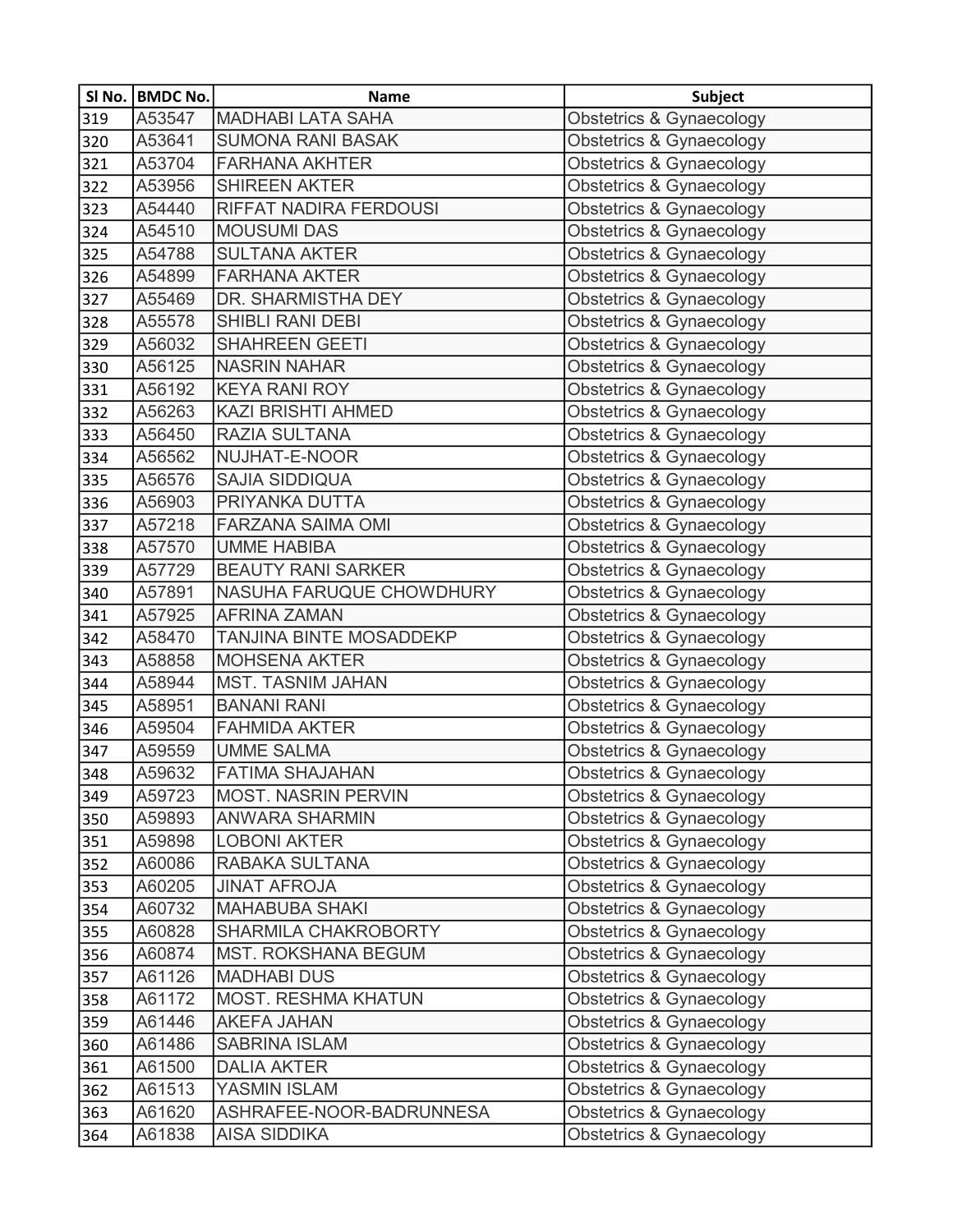| Sl No. | BMDC No. | Name | Subject |
|---|---|---|---|
| 319 | A53547 | MADHABI LATA SAHA | Obstetrics & Gynaecology |
| 320 | A53641 | SUMONA RANI BASAK | Obstetrics & Gynaecology |
| 321 | A53704 | FARHANA AKHTER | Obstetrics & Gynaecology |
| 322 | A53956 | SHIREEN AKTER | Obstetrics & Gynaecology |
| 323 | A54440 | RIFFAT NADIRA FERDOUSI | Obstetrics & Gynaecology |
| 324 | A54510 | MOUSUMI DAS | Obstetrics & Gynaecology |
| 325 | A54788 | SULTANA AKTER | Obstetrics & Gynaecology |
| 326 | A54899 | FARHANA AKTER | Obstetrics & Gynaecology |
| 327 | A55469 | DR. SHARMISTHA DEY | Obstetrics & Gynaecology |
| 328 | A55578 | SHIBLI RANI DEBI | Obstetrics & Gynaecology |
| 329 | A56032 | SHAHREEN GEETI | Obstetrics & Gynaecology |
| 330 | A56125 | NASRIN NAHAR | Obstetrics & Gynaecology |
| 331 | A56192 | KEYA RANI ROY | Obstetrics & Gynaecology |
| 332 | A56263 | KAZI BRISHTI AHMED | Obstetrics & Gynaecology |
| 333 | A56450 | RAZIA SULTANA | Obstetrics & Gynaecology |
| 334 | A56562 | NUJHAT-E-NOOR | Obstetrics & Gynaecology |
| 335 | A56576 | SAJIA SIDDIQUA | Obstetrics & Gynaecology |
| 336 | A56903 | PRIYANKA DUTTA | Obstetrics & Gynaecology |
| 337 | A57218 | FARZANA SAIMA OMI | Obstetrics & Gynaecology |
| 338 | A57570 | UMME HABIBA | Obstetrics & Gynaecology |
| 339 | A57729 | BEAUTY RANI SARKER | Obstetrics & Gynaecology |
| 340 | A57891 | NASUHA FARUQUE CHOWDHURY | Obstetrics & Gynaecology |
| 341 | A57925 | AFRINA ZAMAN | Obstetrics & Gynaecology |
| 342 | A58470 | TANJINA BINTE MOSADDEKP | Obstetrics & Gynaecology |
| 343 | A58858 | MOHSENA AKTER | Obstetrics & Gynaecology |
| 344 | A58944 | MST. TASNIM JAHAN | Obstetrics & Gynaecology |
| 345 | A58951 | BANANI RANI | Obstetrics & Gynaecology |
| 346 | A59504 | FAHMIDA AKTER | Obstetrics & Gynaecology |
| 347 | A59559 | UMME SALMA | Obstetrics & Gynaecology |
| 348 | A59632 | FATIMA SHAJAHAN | Obstetrics & Gynaecology |
| 349 | A59723 | MOST. NASRIN PERVIN | Obstetrics & Gynaecology |
| 350 | A59893 | ANWARA SHARMIN | Obstetrics & Gynaecology |
| 351 | A59898 | LOBONI AKTER | Obstetrics & Gynaecology |
| 352 | A60086 | RABAKA SULTANA | Obstetrics & Gynaecology |
| 353 | A60205 | JINAT AFROJA | Obstetrics & Gynaecology |
| 354 | A60732 | MAHABUBA SHAKI | Obstetrics & Gynaecology |
| 355 | A60828 | SHARMILA CHAKROBORTY | Obstetrics & Gynaecology |
| 356 | A60874 | MST. ROKSHANA BEGUM | Obstetrics & Gynaecology |
| 357 | A61126 | MADHABI DUS | Obstetrics & Gynaecology |
| 358 | A61172 | MOST. RESHMA KHATUN | Obstetrics & Gynaecology |
| 359 | A61446 | AKEFA JAHAN | Obstetrics & Gynaecology |
| 360 | A61486 | SABRINA ISLAM | Obstetrics & Gynaecology |
| 361 | A61500 | DALIA AKTER | Obstetrics & Gynaecology |
| 362 | A61513 | YASMIN ISLAM | Obstetrics & Gynaecology |
| 363 | A61620 | ASHRAFEE-NOOR-BADRUNNESA | Obstetrics & Gynaecology |
| 364 | A61838 | AISA SIDDIKA | Obstetrics & Gynaecology |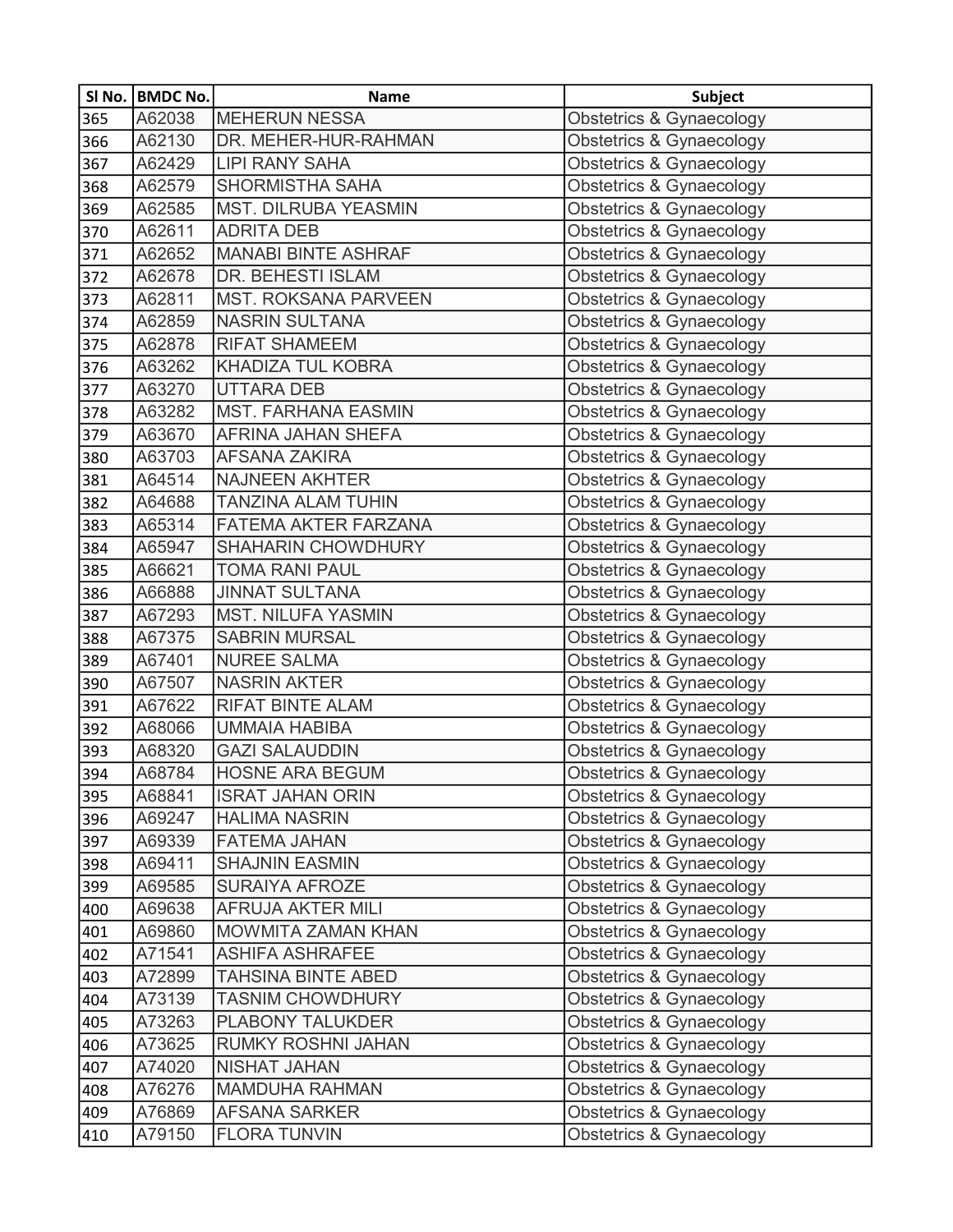| Sl No. | BMDC No. | Name | Subject |
|---|---|---|---|
| 365 | A62038 | MEHERUN NESSA | Obstetrics & Gynaecology |
| 366 | A62130 | DR. MEHER-HUR-RAHMAN | Obstetrics & Gynaecology |
| 367 | A62429 | LIPI RANY SAHA | Obstetrics & Gynaecology |
| 368 | A62579 | SHORMISTHA SAHA | Obstetrics & Gynaecology |
| 369 | A62585 | MST. DILRUBA YEASMIN | Obstetrics & Gynaecology |
| 370 | A62611 | ADRITA DEB | Obstetrics & Gynaecology |
| 371 | A62652 | MANABI BINTE ASHRAF | Obstetrics & Gynaecology |
| 372 | A62678 | DR. BEHESTI ISLAM | Obstetrics & Gynaecology |
| 373 | A62811 | MST. ROKSANA PARVEEN | Obstetrics & Gynaecology |
| 374 | A62859 | NASRIN SULTANA | Obstetrics & Gynaecology |
| 375 | A62878 | RIFAT SHAMEEM | Obstetrics & Gynaecology |
| 376 | A63262 | KHADIZA TUL KOBRA | Obstetrics & Gynaecology |
| 377 | A63270 | UTTARA DEB | Obstetrics & Gynaecology |
| 378 | A63282 | MST. FARHANA EASMIN | Obstetrics & Gynaecology |
| 379 | A63670 | AFRINA JAHAN SHEFA | Obstetrics & Gynaecology |
| 380 | A63703 | AFSANA ZAKIRA | Obstetrics & Gynaecology |
| 381 | A64514 | NAJNEEN AKHTER | Obstetrics & Gynaecology |
| 382 | A64688 | TANZINA ALAM TUHIN | Obstetrics & Gynaecology |
| 383 | A65314 | FATEMA AKTER FARZANA | Obstetrics & Gynaecology |
| 384 | A65947 | SHAHARIN CHOWDHURY | Obstetrics & Gynaecology |
| 385 | A66621 | TOMA RANI PAUL | Obstetrics & Gynaecology |
| 386 | A66888 | JINNAT SULTANA | Obstetrics & Gynaecology |
| 387 | A67293 | MST. NILUFA YASMIN | Obstetrics & Gynaecology |
| 388 | A67375 | SABRIN MURSAL | Obstetrics & Gynaecology |
| 389 | A67401 | NUREE SALMA | Obstetrics & Gynaecology |
| 390 | A67507 | NASRIN AKTER | Obstetrics & Gynaecology |
| 391 | A67622 | RIFAT BINTE ALAM | Obstetrics & Gynaecology |
| 392 | A68066 | UMMAIA HABIBA | Obstetrics & Gynaecology |
| 393 | A68320 | GAZI SALAUDDIN | Obstetrics & Gynaecology |
| 394 | A68784 | HOSNE ARA BEGUM | Obstetrics & Gynaecology |
| 395 | A68841 | ISRAT JAHAN ORIN | Obstetrics & Gynaecology |
| 396 | A69247 | HALIMA NASRIN | Obstetrics & Gynaecology |
| 397 | A69339 | FATEMA JAHAN | Obstetrics & Gynaecology |
| 398 | A69411 | SHAJNIN EASMIN | Obstetrics & Gynaecology |
| 399 | A69585 | SURAIYA AFROZE | Obstetrics & Gynaecology |
| 400 | A69638 | AFRUJA AKTER MILI | Obstetrics & Gynaecology |
| 401 | A69860 | MOWMITA ZAMAN KHAN | Obstetrics & Gynaecology |
| 402 | A71541 | ASHIFA ASHRAFEE | Obstetrics & Gynaecology |
| 403 | A72899 | TAHSINA BINTE ABED | Obstetrics & Gynaecology |
| 404 | A73139 | TASNIM CHOWDHURY | Obstetrics & Gynaecology |
| 405 | A73263 | PLABONY TALUKDER | Obstetrics & Gynaecology |
| 406 | A73625 | RUMKY ROSHNI JAHAN | Obstetrics & Gynaecology |
| 407 | A74020 | NISHAT JAHAN | Obstetrics & Gynaecology |
| 408 | A76276 | MAMDUHA RAHMAN | Obstetrics & Gynaecology |
| 409 | A76869 | AFSANA SARKER | Obstetrics & Gynaecology |
| 410 | A79150 | FLORA TUNVIN | Obstetrics & Gynaecology |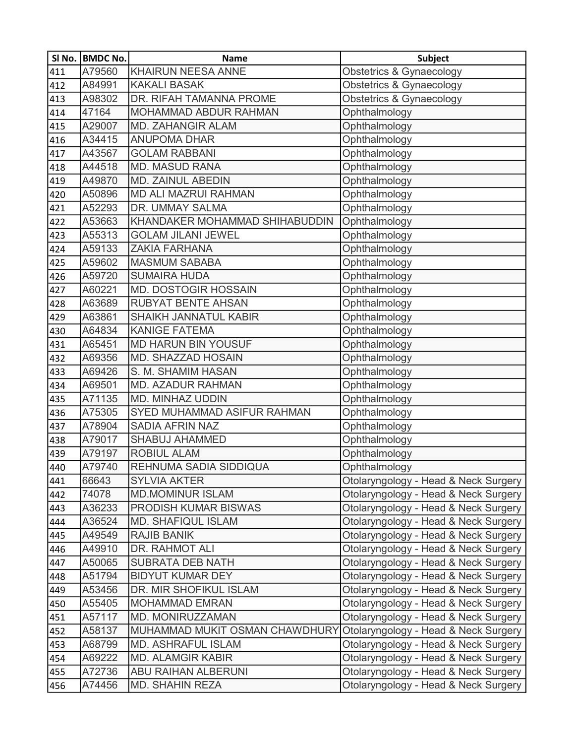| Sl No. | BMDC No. | Name | Subject |
|---|---|---|---|
| 411 | A79560 | KHAIRUN NEESA ANNE | Obstetrics & Gynaecology |
| 412 | A84991 | KAKALI BASAK | Obstetrics & Gynaecology |
| 413 | A98302 | DR. RIFAH TAMANNA PROME | Obstetrics & Gynaecology |
| 414 | 47164 | MOHAMMAD ABDUR RAHMAN | Ophthalmology |
| 415 | A29007 | MD. ZAHANGIR ALAM | Ophthalmology |
| 416 | A34415 | ANUPOMA DHAR | Ophthalmology |
| 417 | A43567 | GOLAM RABBANI | Ophthalmology |
| 418 | A44518 | MD. MASUD RANA | Ophthalmology |
| 419 | A49870 | MD. ZAINUL ABEDIN | Ophthalmology |
| 420 | A50896 | MD ALI MAZRUI RAHMAN | Ophthalmology |
| 421 | A52293 | DR. UMMAY SALMA | Ophthalmology |
| 422 | A53663 | KHANDAKER MOHAMMAD SHIHABUDDIN | Ophthalmology |
| 423 | A55313 | GOLAM JILANI JEWEL | Ophthalmology |
| 424 | A59133 | ZAKIA FARHANA | Ophthalmology |
| 425 | A59602 | MASMUM SABABA | Ophthalmology |
| 426 | A59720 | SUMAIRA HUDA | Ophthalmology |
| 427 | A60221 | MD. DOSTOGIR HOSSAIN | Ophthalmology |
| 428 | A63689 | RUBYAT BENTE AHSAN | Ophthalmology |
| 429 | A63861 | SHAIKH JANNATUL KABIR | Ophthalmology |
| 430 | A64834 | KANIGE FATEMA | Ophthalmology |
| 431 | A65451 | MD HARUN BIN YOUSUF | Ophthalmology |
| 432 | A69356 | MD. SHAZZAD HOSAIN | Ophthalmology |
| 433 | A69426 | S. M. SHAMIM HASAN | Ophthalmology |
| 434 | A69501 | MD. AZADUR RAHMAN | Ophthalmology |
| 435 | A71135 | MD. MINHAZ UDDIN | Ophthalmology |
| 436 | A75305 | SYED MUHAMMAD ASIFUR RAHMAN | Ophthalmology |
| 437 | A78904 | SADIA AFRIN NAZ | Ophthalmology |
| 438 | A79017 | SHABUJ AHAMMED | Ophthalmology |
| 439 | A79197 | ROBIUL ALAM | Ophthalmology |
| 440 | A79740 | REHNUMA SADIA SIDDIQUA | Ophthalmology |
| 441 | 66643 | SYLVIA AKTER | Otolaryngology - Head & Neck Surgery |
| 442 | 74078 | MD.MOMINUR ISLAM | Otolaryngology - Head & Neck Surgery |
| 443 | A36233 | PRODISH KUMAR BISWAS | Otolaryngology - Head & Neck Surgery |
| 444 | A36524 | MD. SHAFIQUL ISLAM | Otolaryngology - Head & Neck Surgery |
| 445 | A49549 | RAJIB BANIK | Otolaryngology - Head & Neck Surgery |
| 446 | A49910 | DR. RAHMOT ALI | Otolaryngology - Head & Neck Surgery |
| 447 | A50065 | SUBRATA DEB NATH | Otolaryngology - Head & Neck Surgery |
| 448 | A51794 | BIDYUT KUMAR DEY | Otolaryngology - Head & Neck Surgery |
| 449 | A53456 | DR. MIR SHOFIKUL ISLAM | Otolaryngology - Head & Neck Surgery |
| 450 | A55405 | MOHAMMAD EMRAN | Otolaryngology - Head & Neck Surgery |
| 451 | A57117 | MD. MONIRUZZAMAN | Otolaryngology - Head & Neck Surgery |
| 452 | A58137 | MUHAMMAD MUKIT OSMAN CHAWDHURY | Otolaryngology - Head & Neck Surgery |
| 453 | A68799 | MD. ASHRAFUL ISLAM | Otolaryngology - Head & Neck Surgery |
| 454 | A69222 | MD. ALAMGIR KABIR | Otolaryngology - Head & Neck Surgery |
| 455 | A72736 | ABU RAIHAN ALBERUNI | Otolaryngology - Head & Neck Surgery |
| 456 | A74456 | MD. SHAHIN REZA | Otolaryngology - Head & Neck Surgery |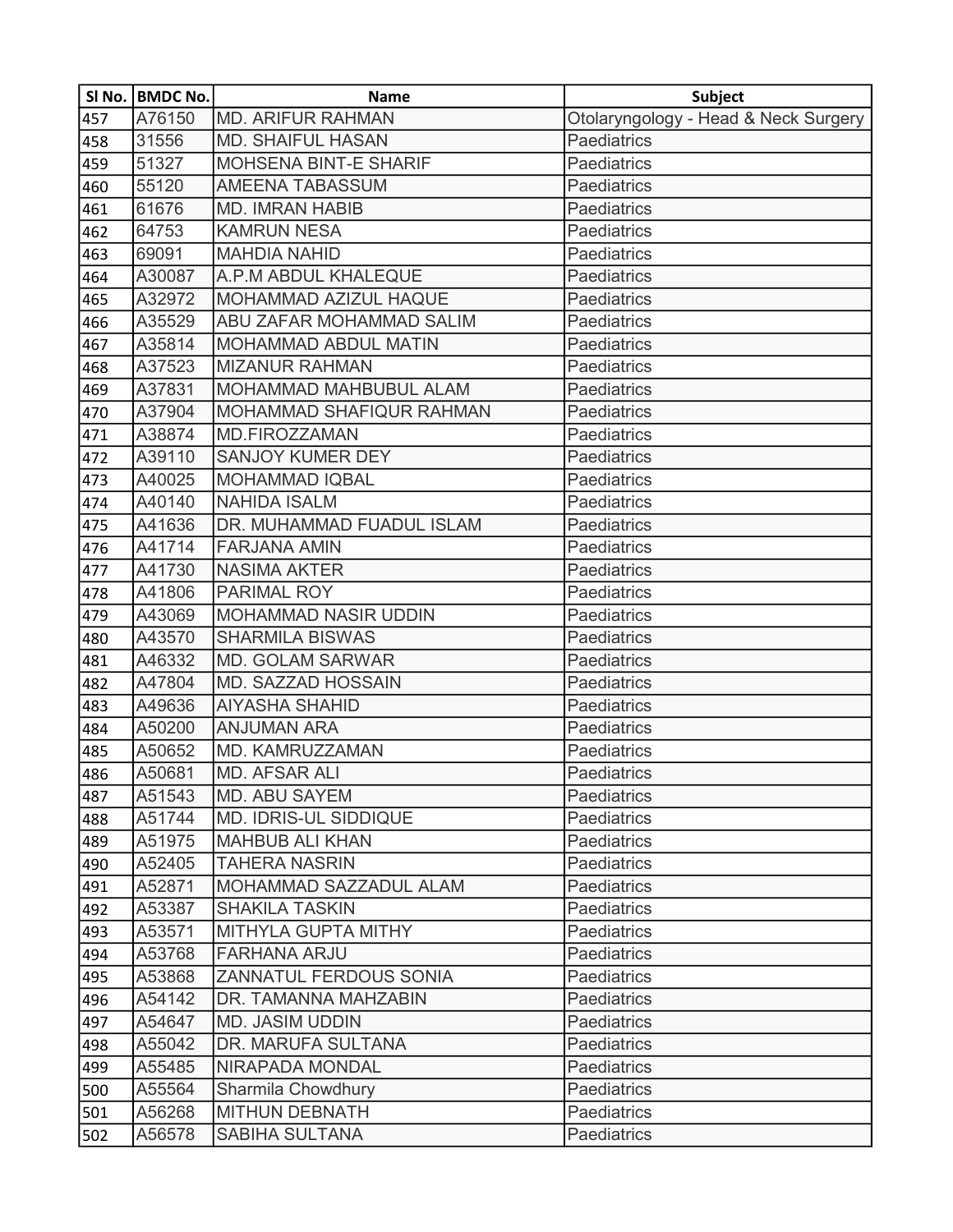| Sl No. | BMDC No. | Name | Subject |
|---|---|---|---|
| 457 | A76150 | MD. ARIFUR RAHMAN | Otolaryngology - Head & Neck Surgery |
| 458 | 31556 | MD. SHAIFUL HASAN | Paediatrics |
| 459 | 51327 | MOHSENA BINT-E SHARIF | Paediatrics |
| 460 | 55120 | AMEENA TABASSUM | Paediatrics |
| 461 | 61676 | MD. IMRAN HABIB | Paediatrics |
| 462 | 64753 | KAMRUN NESA | Paediatrics |
| 463 | 69091 | MAHDIA NAHID | Paediatrics |
| 464 | A30087 | A.P.M ABDUL KHALEQUE | Paediatrics |
| 465 | A32972 | MOHAMMAD AZIZUL HAQUE | Paediatrics |
| 466 | A35529 | ABU ZAFAR MOHAMMAD SALIM | Paediatrics |
| 467 | A35814 | MOHAMMAD ABDUL MATIN | Paediatrics |
| 468 | A37523 | MIZANUR RAHMAN | Paediatrics |
| 469 | A37831 | MOHAMMAD MAHBUBUL ALAM | Paediatrics |
| 470 | A37904 | MOHAMMAD SHAFIQUR RAHMAN | Paediatrics |
| 471 | A38874 | MD.FIROZZAMAN | Paediatrics |
| 472 | A39110 | SANJOY KUMER DEY | Paediatrics |
| 473 | A40025 | MOHAMMAD IQBAL | Paediatrics |
| 474 | A40140 | NAHIDA ISALM | Paediatrics |
| 475 | A41636 | DR. MUHAMMAD FUADUL ISLAM | Paediatrics |
| 476 | A41714 | FARJANA AMIN | Paediatrics |
| 477 | A41730 | NASIMA AKTER | Paediatrics |
| 478 | A41806 | PARIMAL ROY | Paediatrics |
| 479 | A43069 | MOHAMMAD NASIR UDDIN | Paediatrics |
| 480 | A43570 | SHARMILA BISWAS | Paediatrics |
| 481 | A46332 | MD. GOLAM SARWAR | Paediatrics |
| 482 | A47804 | MD. SAZZAD HOSSAIN | Paediatrics |
| 483 | A49636 | AIYASHA SHAHID | Paediatrics |
| 484 | A50200 | ANJUMAN ARA | Paediatrics |
| 485 | A50652 | MD. KAMRUZZAMAN | Paediatrics |
| 486 | A50681 | MD. AFSAR ALI | Paediatrics |
| 487 | A51543 | MD. ABU SAYEM | Paediatrics |
| 488 | A51744 | MD. IDRIS-UL SIDDIQUE | Paediatrics |
| 489 | A51975 | MAHBUB ALI KHAN | Paediatrics |
| 490 | A52405 | TAHERA NASRIN | Paediatrics |
| 491 | A52871 | MOHAMMAD SAZZADUL ALAM | Paediatrics |
| 492 | A53387 | SHAKILA TASKIN | Paediatrics |
| 493 | A53571 | MITHYLA GUPTA MITHY | Paediatrics |
| 494 | A53768 | FARHANA ARJU | Paediatrics |
| 495 | A53868 | ZANNATUL FERDOUS SONIA | Paediatrics |
| 496 | A54142 | DR. TAMANNA MAHZABIN | Paediatrics |
| 497 | A54647 | MD. JASIM UDDIN | Paediatrics |
| 498 | A55042 | DR. MARUFA SULTANA | Paediatrics |
| 499 | A55485 | NIRAPADA MONDAL | Paediatrics |
| 500 | A55564 | Sharmila Chowdhury | Paediatrics |
| 501 | A56268 | MITHUN DEBNATH | Paediatrics |
| 502 | A56578 | SABIHA SULTANA | Paediatrics |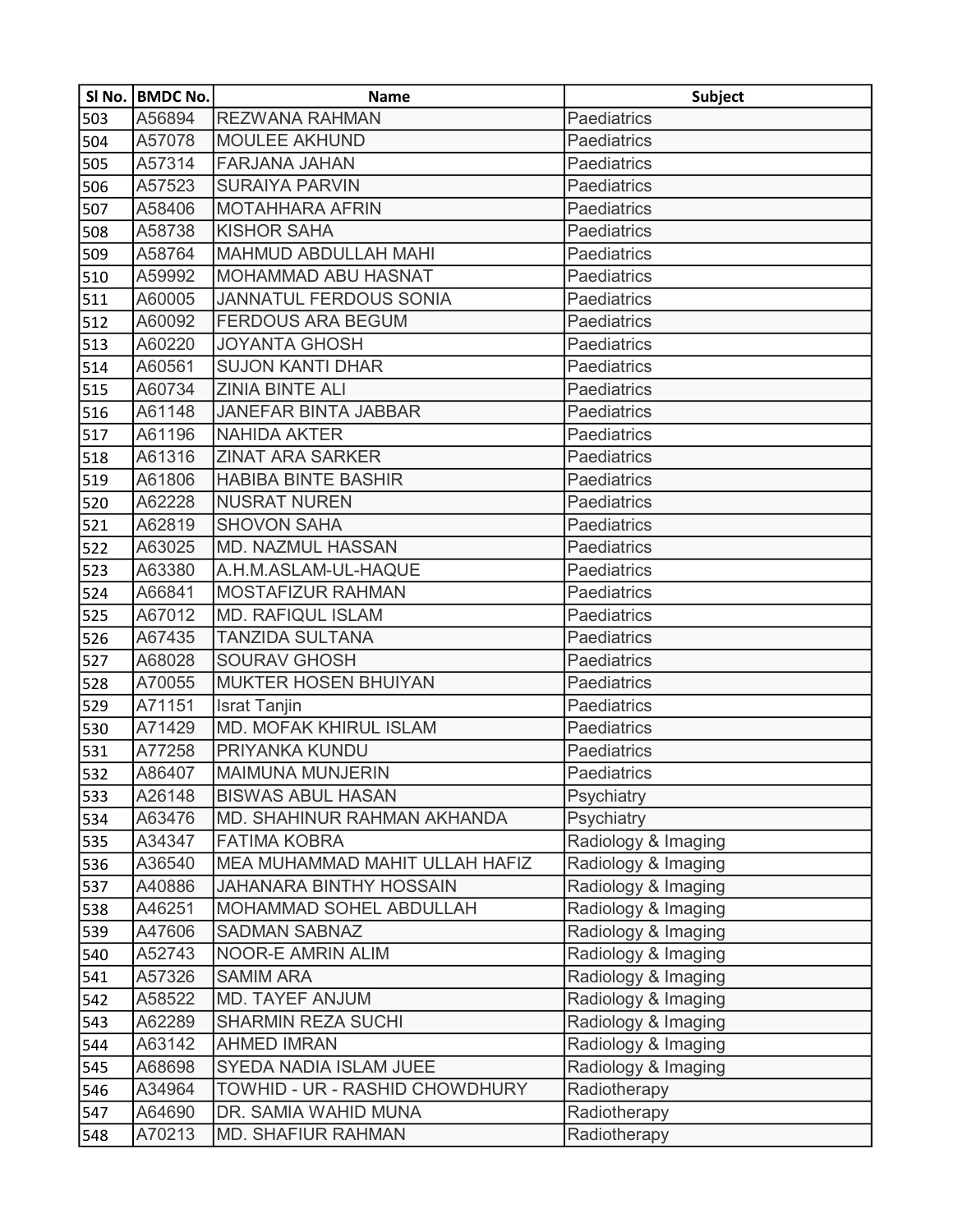| Sl No. | BMDC No. | Name | Subject |
|---|---|---|---|
| 503 | A56894 | REZWANA RAHMAN | Paediatrics |
| 504 | A57078 | MOULEE AKHUND | Paediatrics |
| 505 | A57314 | FARJANA JAHAN | Paediatrics |
| 506 | A57523 | SURAIYA PARVIN | Paediatrics |
| 507 | A58406 | MOTAHHARA AFRIN | Paediatrics |
| 508 | A58738 | KISHOR SAHA | Paediatrics |
| 509 | A58764 | MAHMUD ABDULLAH MAHI | Paediatrics |
| 510 | A59992 | MOHAMMAD ABU HASNAT | Paediatrics |
| 511 | A60005 | JANNATUL FERDOUS SONIA | Paediatrics |
| 512 | A60092 | FERDOUS ARA BEGUM | Paediatrics |
| 513 | A60220 | JOYANTA GHOSH | Paediatrics |
| 514 | A60561 | SUJON KANTI DHAR | Paediatrics |
| 515 | A60734 | ZINIA BINTE ALI | Paediatrics |
| 516 | A61148 | JANEFAR BINTA JABBAR | Paediatrics |
| 517 | A61196 | NAHIDA AKTER | Paediatrics |
| 518 | A61316 | ZINAT ARA SARKER | Paediatrics |
| 519 | A61806 | HABIBA BINTE BASHIR | Paediatrics |
| 520 | A62228 | NUSRAT NUREN | Paediatrics |
| 521 | A62819 | SHOVON SAHA | Paediatrics |
| 522 | A63025 | MD. NAZMUL HASSAN | Paediatrics |
| 523 | A63380 | A.H.M.ASLAM-UL-HAQUE | Paediatrics |
| 524 | A66841 | MOSTAFIZUR RAHMAN | Paediatrics |
| 525 | A67012 | MD. RAFIQUL ISLAM | Paediatrics |
| 526 | A67435 | TANZIDA SULTANA | Paediatrics |
| 527 | A68028 | SOURAV GHOSH | Paediatrics |
| 528 | A70055 | MUKTER HOSEN BHUIYAN | Paediatrics |
| 529 | A71151 | Israt Tanjin | Paediatrics |
| 530 | A71429 | MD. MOFAK KHIRUL ISLAM | Paediatrics |
| 531 | A77258 | PRIYANKA KUNDU | Paediatrics |
| 532 | A86407 | MAIMUNA MUNJERIN | Paediatrics |
| 533 | A26148 | BISWAS ABUL HASAN | Psychiatry |
| 534 | A63476 | MD. SHAHINUR RAHMAN AKHANDA | Psychiatry |
| 535 | A34347 | FATIMA KOBRA | Radiology & Imaging |
| 536 | A36540 | MEA MUHAMMAD MAHIT ULLAH HAFIZ | Radiology & Imaging |
| 537 | A40886 | JAHANARA BINTHY HOSSAIN | Radiology & Imaging |
| 538 | A46251 | MOHAMMAD SOHEL ABDULLAH | Radiology & Imaging |
| 539 | A47606 | SADMAN SABNAZ | Radiology & Imaging |
| 540 | A52743 | NOOR-E AMRIN ALIM | Radiology & Imaging |
| 541 | A57326 | SAMIM ARA | Radiology & Imaging |
| 542 | A58522 | MD. TAYEF ANJUM | Radiology & Imaging |
| 543 | A62289 | SHARMIN REZA SUCHI | Radiology & Imaging |
| 544 | A63142 | AHMED IMRAN | Radiology & Imaging |
| 545 | A68698 | SYEDA NADIA ISLAM JUEE | Radiology & Imaging |
| 546 | A34964 | TOWHID - UR - RASHID CHOWDHURY | Radiotherapy |
| 547 | A64690 | DR. SAMIA WAHID MUNA | Radiotherapy |
| 548 | A70213 | MD. SHAFIUR RAHMAN | Radiotherapy |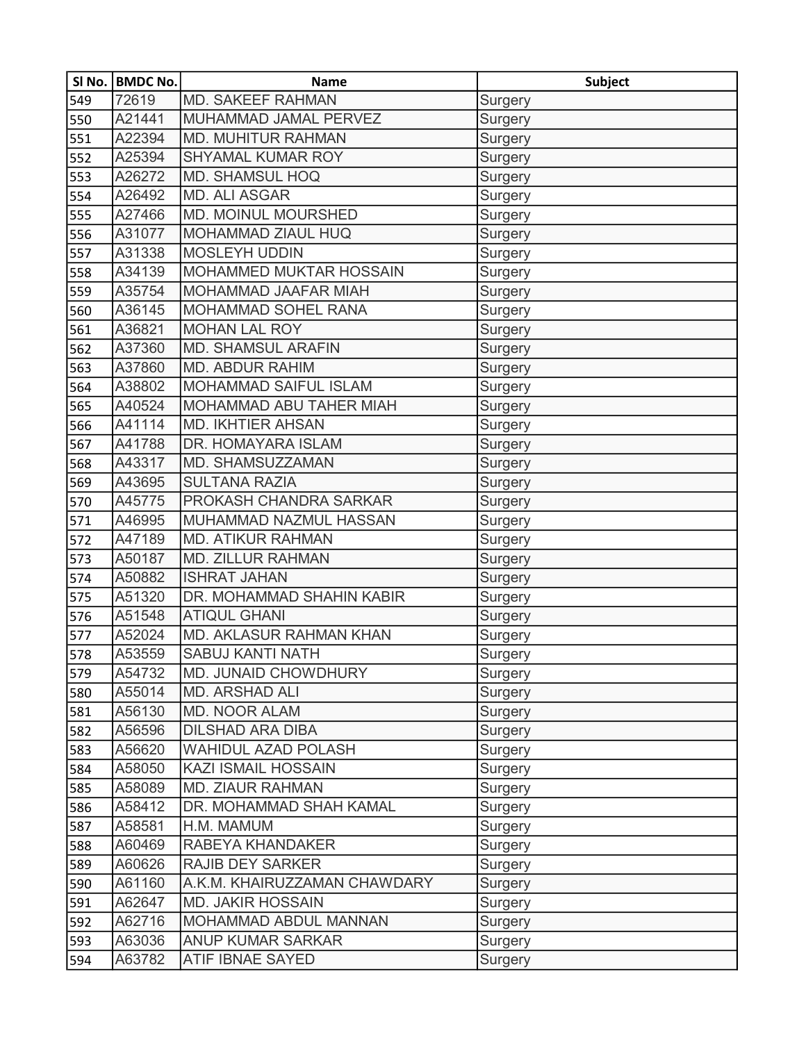| Sl No. | BMDC No. | Name | Subject |
|---|---|---|---|
| 549 | 72619 | MD. SAKEEF RAHMAN | Surgery |
| 550 | A21441 | MUHAMMAD JAMAL PERVEZ | Surgery |
| 551 | A22394 | MD. MUHITUR RAHMAN | Surgery |
| 552 | A25394 | SHYAMAL KUMAR ROY | Surgery |
| 553 | A26272 | MD. SHAMSUL HOQ | Surgery |
| 554 | A26492 | MD. ALI ASGAR | Surgery |
| 555 | A27466 | MD. MOINUL MOURSHED | Surgery |
| 556 | A31077 | MOHAMMAD ZIAUL HUQ | Surgery |
| 557 | A31338 | MOSLEYH UDDIN | Surgery |
| 558 | A34139 | MOHAMMED MUKTAR HOSSAIN | Surgery |
| 559 | A35754 | MOHAMMAD JAAFAR MIAH | Surgery |
| 560 | A36145 | MOHAMMAD SOHEL RANA | Surgery |
| 561 | A36821 | MOHAN LAL ROY | Surgery |
| 562 | A37360 | MD. SHAMSUL ARAFIN | Surgery |
| 563 | A37860 | MD. ABDUR RAHIM | Surgery |
| 564 | A38802 | MOHAMMAD SAIFUL ISLAM | Surgery |
| 565 | A40524 | MOHAMMAD ABU TAHER MIAH | Surgery |
| 566 | A41114 | MD. IKHTIER AHSAN | Surgery |
| 567 | A41788 | DR. HOMAYARA ISLAM | Surgery |
| 568 | A43317 | MD. SHAMSUZZAMAN | Surgery |
| 569 | A43695 | SULTANA RAZIA | Surgery |
| 570 | A45775 | PROKASH CHANDRA SARKAR | Surgery |
| 571 | A46995 | MUHAMMAD NAZMUL HASSAN | Surgery |
| 572 | A47189 | MD. ATIKUR RAHMAN | Surgery |
| 573 | A50187 | MD. ZILLUR RAHMAN | Surgery |
| 574 | A50882 | ISHRAT JAHAN | Surgery |
| 575 | A51320 | DR. MOHAMMAD SHAHIN KABIR | Surgery |
| 576 | A51548 | ATIQUL GHANI | Surgery |
| 577 | A52024 | MD. AKLASUR RAHMAN KHAN | Surgery |
| 578 | A53559 | SABUJ KANTI NATH | Surgery |
| 579 | A54732 | MD. JUNAID CHOWDHURY | Surgery |
| 580 | A55014 | MD. ARSHAD ALI | Surgery |
| 581 | A56130 | MD. NOOR ALAM | Surgery |
| 582 | A56596 | DILSHAD ARA DIBA | Surgery |
| 583 | A56620 | WAHIDUL AZAD POLASH | Surgery |
| 584 | A58050 | KAZI ISMAIL HOSSAIN | Surgery |
| 585 | A58089 | MD. ZIAUR RAHMAN | Surgery |
| 586 | A58412 | DR. MOHAMMAD SHAH KAMAL | Surgery |
| 587 | A58581 | H.M. MAMUM | Surgery |
| 588 | A60469 | RABEYA KHANDAKER | Surgery |
| 589 | A60626 | RAJIB DEY SARKER | Surgery |
| 590 | A61160 | A.K.M. KHAIRUZZAMAN CHAWDARY | Surgery |
| 591 | A62647 | MD. JAKIR HOSSAIN | Surgery |
| 592 | A62716 | MOHAMMAD ABDUL MANNAN | Surgery |
| 593 | A63036 | ANUP KUMAR SARKAR | Surgery |
| 594 | A63782 | ATIF IBNAE SAYED | Surgery |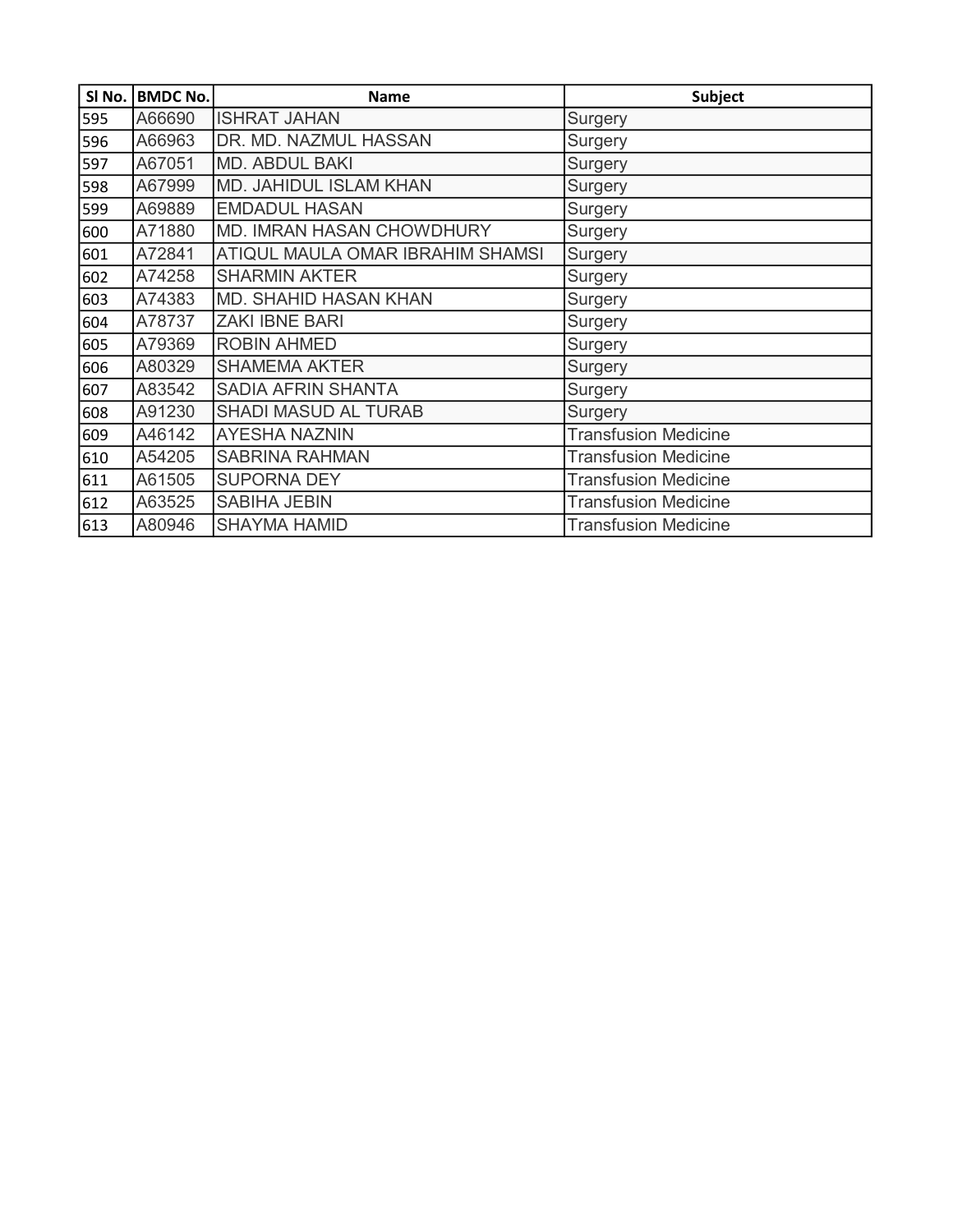| Sl No. | BMDC No. | Name | Subject |
|---|---|---|---|
| 595 | A66690 | ISHRAT JAHAN | Surgery |
| 596 | A66963 | DR. MD. NAZMUL HASSAN | Surgery |
| 597 | A67051 | MD. ABDUL BAKI | Surgery |
| 598 | A67999 | MD. JAHIDUL ISLAM KHAN | Surgery |
| 599 | A69889 | EMDADUL HASAN | Surgery |
| 600 | A71880 | MD. IMRAN HASAN CHOWDHURY | Surgery |
| 601 | A72841 | ATIQUL MAULA OMAR IBRAHIM SHAMSI | Surgery |
| 602 | A74258 | SHARMIN AKTER | Surgery |
| 603 | A74383 | MD. SHAHID HASAN KHAN | Surgery |
| 604 | A78737 | ZAKI IBNE BARI | Surgery |
| 605 | A79369 | ROBIN AHMED | Surgery |
| 606 | A80329 | SHAMEMA AKTER | Surgery |
| 607 | A83542 | SADIA AFRIN SHANTA | Surgery |
| 608 | A91230 | SHADI MASUD AL TURAB | Surgery |
| 609 | A46142 | AYESHA NAZNIN | Transfusion Medicine |
| 610 | A54205 | SABRINA RAHMAN | Transfusion Medicine |
| 611 | A61505 | SUPORNA DEY | Transfusion Medicine |
| 612 | A63525 | SABIHA JEBIN | Transfusion Medicine |
| 613 | A80946 | SHAYMA HAMID | Transfusion Medicine |